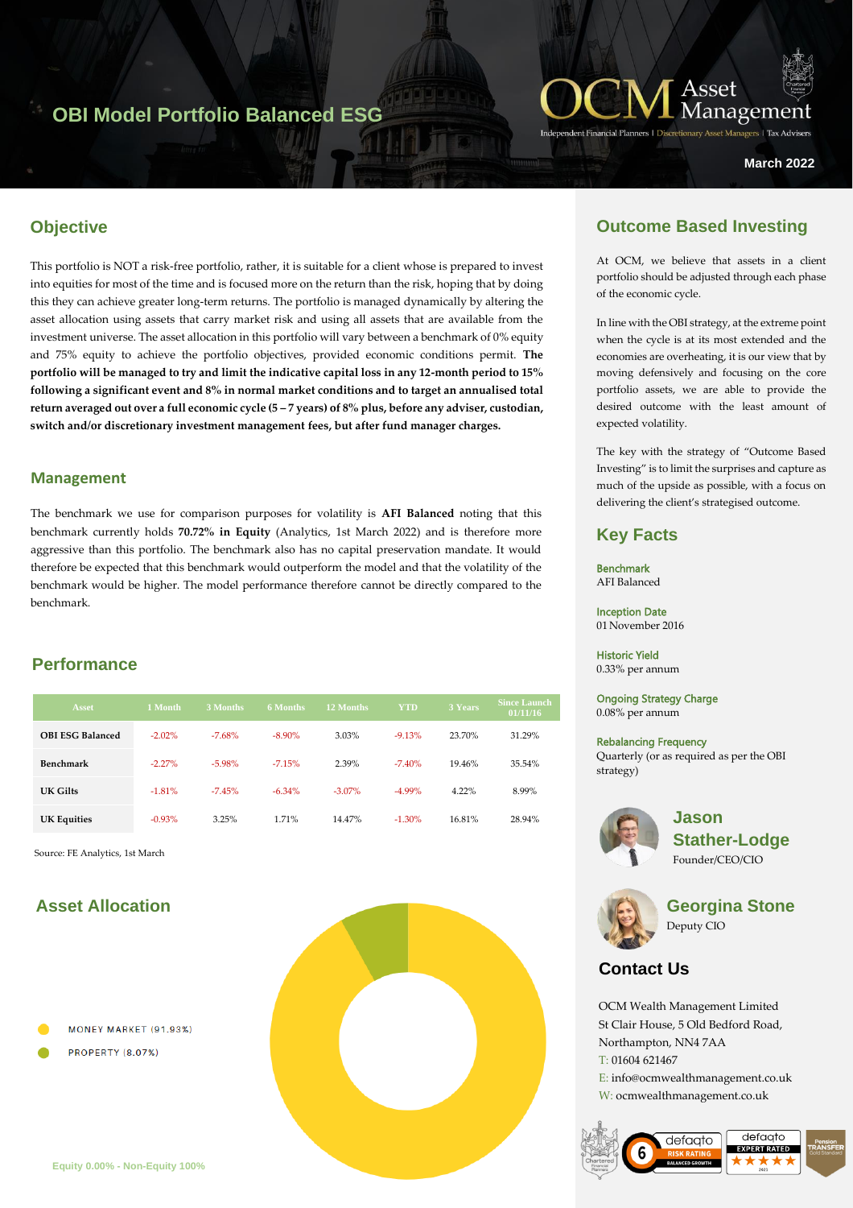# OBI Model Portfolio Balanced ESG

OCM Asset Management

Independent Financial Planners | Discretionary Asset Managers | Tax Advisers

March 2022

## Objective

This portfolio is NOT a risk-free portfolio, rather, it is suitable for a client whose is prepared to invest into equities for most of the time and is focused more on the return than the risk, hoping that by doing this they can achieve greater long-term returns. The portfolio is managed dynamically by altering the asset allocation using assets that carry market risk and using all assets that are available from the investment universe. The asset allocation in this portfolio will vary between a benchmark of 0% equity and 75% equity to achieve the portfolio objectives, provided economic conditions permit. **The portfolio will be managed to try and limit the indicative capital loss in any 12-month period to 15% following a significant event and 8% in normal market conditions and to target an annualised total return averaged out over a full economic cycle (5 – 7 years) of 8% plus, before any adviser, custodian, switch and/or discretionary investment management fees, but after fund manager charges.**

### Management

The benchmark we use for comparison purposes for volatility is **AFI Balanced** noting that this benchmark currently holds **70.72% in Equity** (Analytics, 1st March 2022) and is therefore more aggressive than this portfolio. The benchmark also has no capital preservation mandate. It would therefore be expected that this benchmark would outperform the model and that the volatility of the benchmark would be higher. The model performance therefore cannot be directly compared to the benchmark.

## Performance

| Asset | 1 Month | 3 Months | 6 Months | 12 Months | YTD | 3 Years | Since Launch 01/11/16 |
|---|---|---|---|---|---|---|---|
| OBI ESG Balanced | -2.02% | -7.68% | -8.90% | 3.03% | -9.13% | 23.70% | 31.29% |
| Benchmark | -2.27% | -5.98% | -7.15% | 2.39% | -7.40% | 19.46% | 35.54% |
| UK Gilts | -1.81% | -7.45% | -6.34% | -3.07% | -4.99% | 4.22% | 8.99% |
| UK Equities | -0.93% | 3.25% | 1.71% | 14.47% | -1.30% | 16.81% | 28.94% |

Source: FE Analytics, 1st March

## Asset Allocation

- MONEY MARKET (91.93%)
- PROPERTY (8.07%)

Equity 0.00% - Non-Equity 100%

## Outcome Based Investing

At OCM, we believe that assets in a client portfolio should be adjusted through each phase of the economic cycle.

In line with the OBI strategy, at the extreme point when the cycle is at its most extended and the economies are overheating, it is our view that by moving defensively and focusing on the core portfolio assets, we are able to provide the desired outcome with the least amount of expected volatility.

The key with the strategy of "Outcome Based Investing" is to limit the surprises and capture as much of the upside as possible, with a focus on delivering the client's strategised outcome.

## Key Facts

**Benchmark**
AFI Balanced

**Inception Date**
01 November 2016

**Historic Yield**
0.33% per annum

**Ongoing Strategy Charge**
0.08% per annum

**Rebalancing Frequency**
Quarterly (or as required as per the OBI strategy)

**Jason Stather-Lodge**
Founder/CEO/CIO

**Georgina Stone**
Deputy CIO

## Contact Us

OCM Wealth Management Limited
St Clair House, 5 Old Bedford Road,
Northampton, NN4 7AA
T: 01604 621467
E: info@ocmwealthmanagement.co.uk
W: ocmwealthmanagement.co.uk

defaqto 6 RISK RATING BALANCED GROWTH | defaqto EXPERT RATED 2021 | Pension Transfer Gold Standard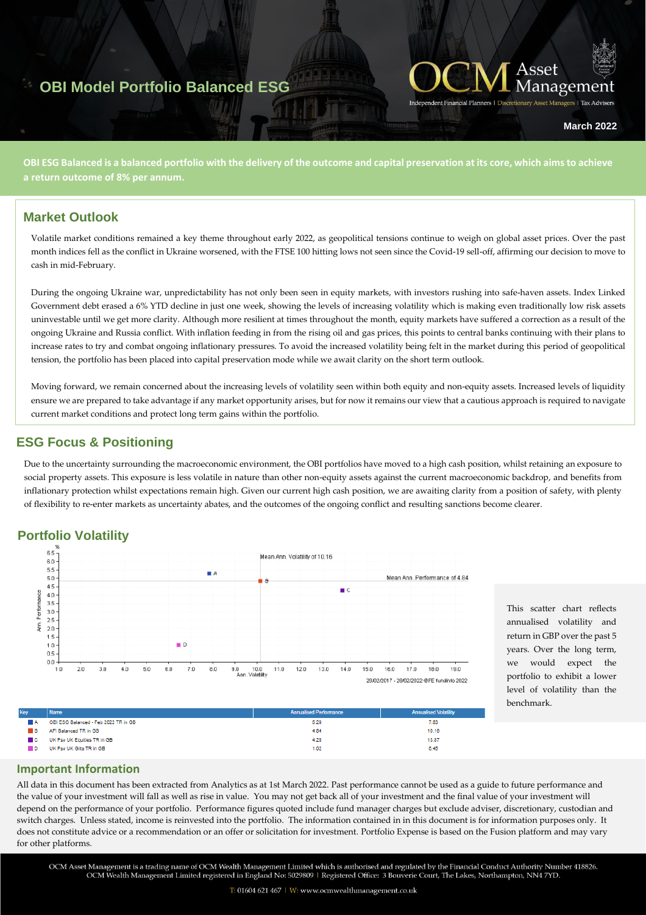# OBI Model Portfolio Balanced ESG

OCM Asset Management
Independent Financial Planners | Discretionary Asset Managers | Tax Advisers

**March 2022**

**OBI ESG Balanced is a balanced portfolio with the delivery of the outcome and capital preservation at its core, which aims to achieve a return outcome of 8% per annum.**

## Market Outlook

Volatile market conditions remained a key theme throughout early 2022, as geopolitical tensions continue to weigh on global asset prices. Over the past month indices fell as the conflict in Ukraine worsened, with the FTSE 100 hitting lows not seen since the Covid-19 sell-off, affirming our decision to move to cash in mid-February.

During the ongoing Ukraine war, unpredictability has not only been seen in equity markets, with investors rushing into safe-haven assets. Index Linked Government debt erased a 6% YTD decline in just one week, showing the levels of increasing volatility which is making even traditionally low risk assets uninvestable until we get more clarity. Although more resilient at times throughout the month, equity markets have suffered a correction as a result of the ongoing Ukraine and Russia conflict. With inflation feeding in from the rising oil and gas prices, this points to central banks continuing with their plans to increase rates to try and combat ongoing inflationary pressures. To avoid the increased volatility being felt in the market during this period of geopolitical tension, the portfolio has been placed into capital preservation mode while we await clarity on the short term outlook.

Moving forward, we remain concerned about the increasing levels of volatility seen within both equity and non-equity assets. Increased levels of liquidity ensure we are prepared to take advantage if any market opportunity arises, but for now it remains our view that a cautious approach is required to navigate current market conditions and protect long term gains within the portfolio.

## ESG Focus & Positioning

Due to the uncertainty surrounding the macroeconomic environment, the OBI portfolios have moved to a high cash position, whilst retaining an exposure to social property assets. This exposure is less volatile in nature than other non-equity assets against the current macroeconomic backdrop, and benefits from inflationary protection whilst expectations remain high. Given our current high cash position, we are awaiting clarity from a position of safety, with plenty of flexibility to re-enter markets as uncertainty abates, and the outcomes of the ongoing conflict and resulting sanctions become clearer.

## Portfolio Volatility

Mean Ann. Volatility of 10.16
Mean Ann. Performance of 4.84
Ann. Performance (%)
Ann. Volatility
28/02/2017 - 28/02/2022 ©FE fundinfo 2022

| Key | Name | Annualised Performance | Annualised Volatility |
|---|---|---|---|
| A | OBI ESG Balanced - Feb 2022 TR in GB | 5.29 | 7.83 |
| B | AFI Balanced TR in GB | 4.84 | 10.16 |
| C | UK Fsv UK Equities TR in GB | 4.23 | 13.87 |
| D | UK Fsv UK Gilts TR in GB | 1.02 | 6.45 |

This scatter chart reflects annualised volatility and return in GBP over the past 5 years. Over the long term, we would expect the portfolio to exhibit a lower level of volatility than the benchmark.

## Important Information

All data in this document has been extracted from Analytics as at 1st March 2022. Past performance cannot be used as a guide to future performance and the value of your investment will fall as well as rise in value. You may not get back all of your investment and the final value of your investment will depend on the performance of your portfolio. Performance figures quoted include fund manager charges but exclude adviser, discretionary, custodian and switch charges. Unless stated, income is reinvested into the portfolio. The information contained in in this document is for information purposes only. It does not constitute advice or a recommendation or an offer or solicitation for investment. Portfolio Expense is based on the Fusion platform and may vary for other platforms.

OCM Asset Management is a trading name of OCM Wealth Management Limited which is authorised and regulated by the Financial Conduct Authority Number 418826. OCM Wealth Management Limited registered in England No: 5029809 | Registered Office: 3 Bouverie Court, The Lakes, Northampton, NN4 7YD.

T: 01604 621 467 | W: www.ocmwealthmanagement.co.uk